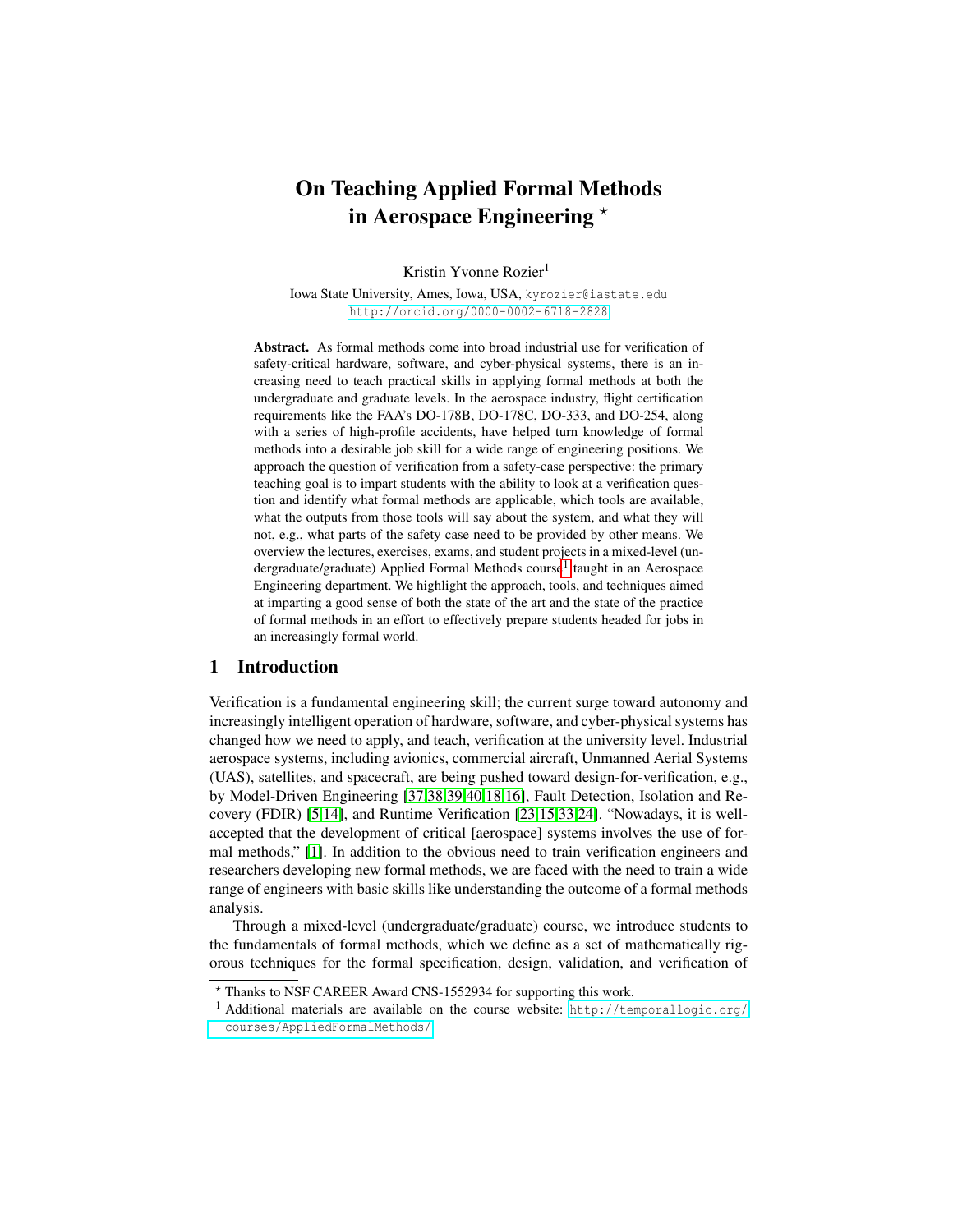# On Teaching Applied Formal Methods in Aerospace Engineering *

Kristin Yvonne Rozier[1]

Iowa State University, Ames, Iowa, USA, kyrozier@iastate.edu
http://orcid.org/0000-0002-6718-2828

**Abstract.** As formal methods come into broad industrial use for verification of safety-critical hardware, software, and cyber-physical systems, there is an increasing need to teach practical skills in applying formal methods at both the undergraduate and graduate levels. In the aerospace industry, flight certification requirements like the FAA's DO-178B, DO-178C, DO-333, and DO-254, along with a series of high-profile accidents, have helped turn knowledge of formal methods into a desirable job skill for a wide range of engineering positions. We approach the question of verification from a safety-case perspective: the primary teaching goal is to impart students with the ability to look at a verification question and identify what formal methods are applicable, which tools are available, what the outputs from those tools will say about the system, and what they will not, e.g., what parts of the safety case need to be provided by other means. We overview the lectures, exercises, exams, and student projects in a mixed-level (undergraduate/graduate) Applied Formal Methods course[1] taught in an Aerospace Engineering department. We highlight the approach, tools, and techniques aimed at imparting a good sense of both the state of the art and the state of the practice of formal methods in an effort to effectively prepare students headed for jobs in an increasingly formal world.

## 1 Introduction

Verification is a fundamental engineering skill; the current surge toward autonomy and increasingly intelligent operation of hardware, software, and cyber-physical systems has changed how we need to apply, and teach, verification at the university level. Industrial aerospace systems, including avionics, commercial aircraft, Unmanned Aerial Systems (UAS), satellites, and spacecraft, are being pushed toward design-for-verification, e.g., by Model-Driven Engineering [37,38,39,40,18,16], Fault Detection, Isolation and Recovery (FDIR) [5,14], and Runtime Verification [23,15,33,24]. "Nowadays, it is well-accepted that the development of critical [aerospace] systems involves the use of formal methods," [1]. In addition to the obvious need to train verification engineers and researchers developing new formal methods, we are faced with the need to train a wide range of engineers with basic skills like understanding the outcome of a formal methods analysis.

Through a mixed-level (undergraduate/graduate) course, we introduce students to the fundamentals of formal methods, which we define as a set of mathematically rigorous techniques for the formal specification, design, validation, and verification of

* Thanks to NSF CAREER Award CNS-1552934 for supporting this work.

[1] Additional materials are available on the course website: http://temporallogic.org/courses/AppliedFormalMethods/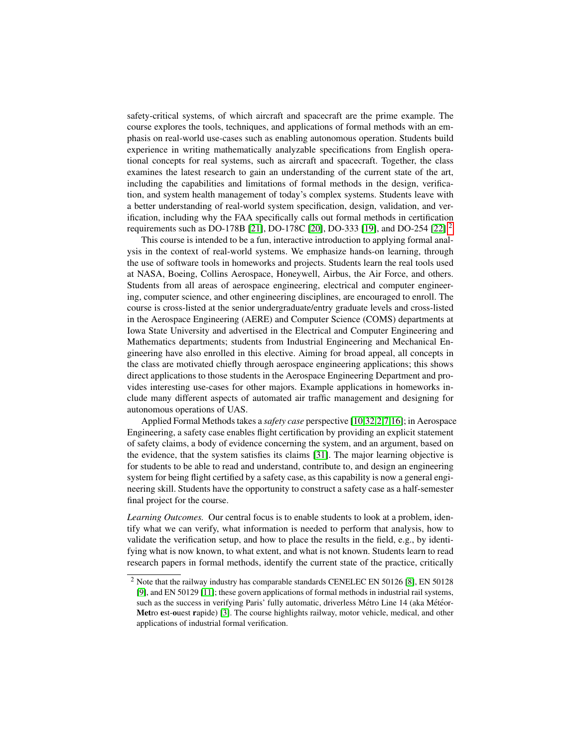safety-critical systems, of which aircraft and spacecraft are the prime example. The course explores the tools, techniques, and applications of formal methods with an emphasis on real-world use-cases such as enabling autonomous operation. Students build experience in writing mathematically analyzable specifications from English operational concepts for real systems, such as aircraft and spacecraft. Together, the class examines the latest research to gain an understanding of the current state of the art, including the capabilities and limitations of formal methods in the design, verification, and system health management of today's complex systems. Students leave with a better understanding of real-world system specification, design, validation, and verification, including why the FAA specifically calls out formal methods in certification requirements such as DO-178B [21], DO-178C [20], DO-333 [19], and DO-254 [22].[2]

This course is intended to be a fun, interactive introduction to applying formal analysis in the context of real-world systems. We emphasize hands-on learning, through the use of software tools in homeworks and projects. Students learn the real tools used at NASA, Boeing, Collins Aerospace, Honeywell, Airbus, the Air Force, and others. Students from all areas of aerospace engineering, electrical and computer engineering, computer science, and other engineering disciplines, are encouraged to enroll. The course is cross-listed at the senior undergraduate/entry graduate levels and cross-listed in the Aerospace Engineering (AERE) and Computer Science (COMS) departments at Iowa State University and advertised in the Electrical and Computer Engineering and Mathematics departments; students from Industrial Engineering and Mechanical Engineering have also enrolled in this elective. Aiming for broad appeal, all concepts in the class are motivated chiefly through aerospace engineering applications; this shows direct applications to those students in the Aerospace Engineering Department and provides interesting use-cases for other majors. Example applications in homeworks include many different aspects of automated air traffic management and designing for autonomous operations of UAS.

Applied Formal Methods takes a *safety case* perspective [10,32,2,7,16]; in Aerospace Engineering, a safety case enables flight certification by providing an explicit statement of safety claims, a body of evidence concerning the system, and an argument, based on the evidence, that the system satisfies its claims [31]. The major learning objective is for students to be able to read and understand, contribute to, and design an engineering system for being flight certified by a safety case, as this capability is now a general engineering skill. Students have the opportunity to construct a safety case as a half-semester final project for the course.

*Learning Outcomes.* Our central focus is to enable students to look at a problem, identify what we can verify, what information is needed to perform that analysis, how to validate the verification setup, and how to place the results in the field, e.g., by identifying what is now known, to what extent, and what is not known. Students learn to read research papers in formal methods, identify the current state of the practice, critically

[2] Note that the railway industry has comparable standards CENELEC EN 50126 [8], EN 50128 [9], and EN 50129 [11]; these govern applications of formal methods in industrial rail systems, such as the success in verifying Paris' fully automatic, driverless Métro Line 14 (aka Météor-**Met**ro **e**st-**o**uest **r**apide) [3]. The course highlights railway, motor vehicle, medical, and other applications of industrial formal verification.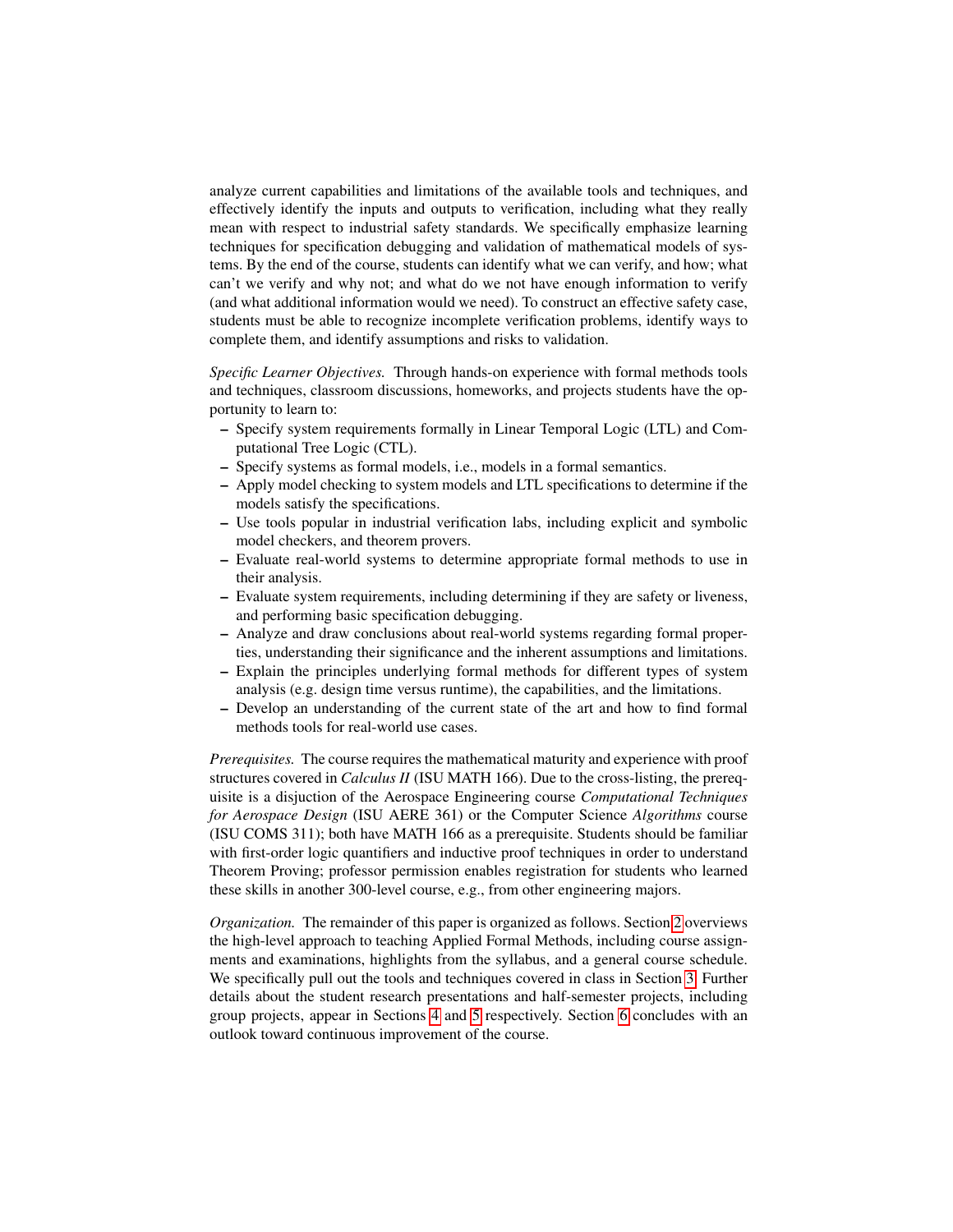analyze current capabilities and limitations of the available tools and techniques, and effectively identify the inputs and outputs to verification, including what they really mean with respect to industrial safety standards. We specifically emphasize learning techniques for specification debugging and validation of mathematical models of systems. By the end of the course, students can identify what we can verify, and how; what can't we verify and why not; and what do we not have enough information to verify (and what additional information would we need). To construct an effective safety case, students must be able to recognize incomplete verification problems, identify ways to complete them, and identify assumptions and risks to validation.

*Specific Learner Objectives.* Through hands-on experience with formal methods tools and techniques, classroom discussions, homeworks, and projects students have the opportunity to learn to:

- Specify system requirements formally in Linear Temporal Logic (LTL) and Computational Tree Logic (CTL).
- Specify systems as formal models, i.e., models in a formal semantics.
- Apply model checking to system models and LTL specifications to determine if the models satisfy the specifications.
- Use tools popular in industrial verification labs, including explicit and symbolic model checkers, and theorem provers.
- Evaluate real-world systems to determine appropriate formal methods to use in their analysis.
- Evaluate system requirements, including determining if they are safety or liveness, and performing basic specification debugging.
- Analyze and draw conclusions about real-world systems regarding formal properties, understanding their significance and the inherent assumptions and limitations.
- Explain the principles underlying formal methods for different types of system analysis (e.g. design time versus runtime), the capabilities, and the limitations.
- Develop an understanding of the current state of the art and how to find formal methods tools for real-world use cases.

*Prerequisites.* The course requires the mathematical maturity and experience with proof structures covered in *Calculus II* (ISU MATH 166). Due to the cross-listing, the prerequisite is a disjuction of the Aerospace Engineering course *Computational Techniques for Aerospace Design* (ISU AERE 361) or the Computer Science *Algorithms* course (ISU COMS 311); both have MATH 166 as a prerequisite. Students should be familiar with first-order logic quantifiers and inductive proof techniques in order to understand Theorem Proving; professor permission enables registration for students who learned these skills in another 300-level course, e.g., from other engineering majors.

*Organization.* The remainder of this paper is organized as follows. Section 2 overviews the high-level approach to teaching Applied Formal Methods, including course assignments and examinations, highlights from the syllabus, and a general course schedule. We specifically pull out the tools and techniques covered in class in Section 3. Further details about the student research presentations and half-semester projects, including group projects, appear in Sections 4 and 5 respectively. Section 6 concludes with an outlook toward continuous improvement of the course.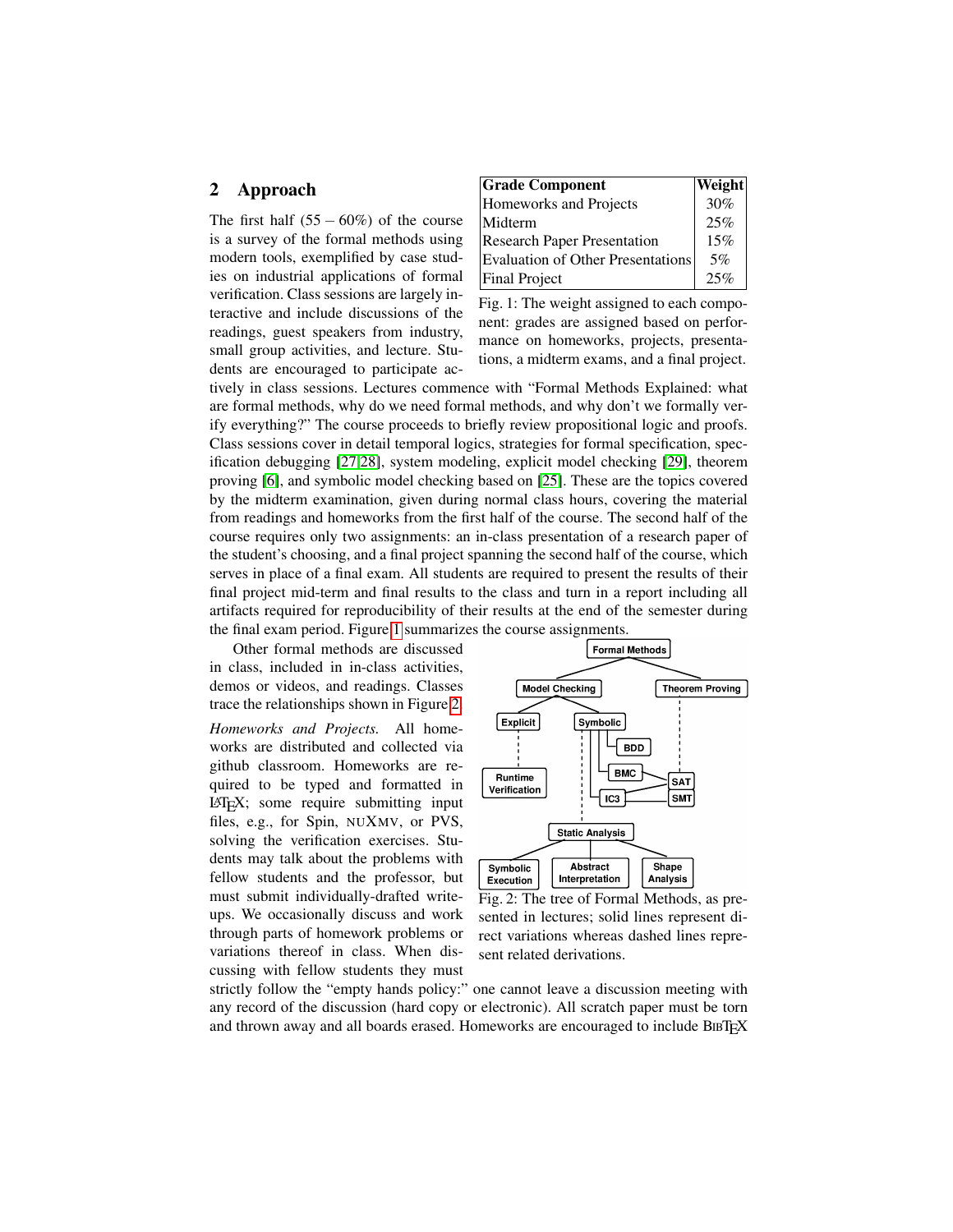## 2 Approach

The first half (55 – 60%) of the course is a survey of the formal methods using modern tools, exemplified by case studies on industrial applications of formal verification. Class sessions are largely interactive and include discussions of the readings, guest speakers from industry, small group activities, and lecture. Students are encouraged to participate actively in class sessions. Lectures commence with "Formal Methods Explained: what are formal methods, why do we need formal methods, and why don't we formally verify everything?" The course proceeds to briefly review propositional logic and proofs. Class sessions cover in detail temporal logics, strategies for formal specification, specification debugging [27,28], system modeling, explicit model checking [29], theorem proving [6], and symbolic model checking based on [25]. These are the topics covered by the midterm examination, given during normal class hours, covering the material from readings and homeworks from the first half of the course. The second half of the course requires only two assignments: an in-class presentation of a research paper of the student's choosing, and a final project spanning the second half of the course, which serves in place of a final exam. All students are required to present the results of their final project mid-term and final results to the class and turn in a report including all artifacts required for reproducibility of their results at the end of the semester during the final exam period. Figure 1 summarizes the course assignments.

| Grade Component | Weight |
|---|---|
| Homeworks and Projects | 30% |
| Midterm | 25% |
| Research Paper Presentation | 15% |
| Evaluation of Other Presentations | 5% |
| Final Project | 25% |

Fig. 1: The weight assigned to each component: grades are assigned based on performance on homeworks, projects, presentations, a midterm exams, and a final project.

Other formal methods are discussed in class, included in in-class activities, demos or videos, and readings. Classes trace the relationships shown in Figure 2.

Fig. 2: The tree of Formal Methods, as presented in lectures; solid lines represent direct variations whereas dashed lines represent related derivations.

*Homeworks and Projects.* All homeworks are distributed and collected via github classroom. Homeworks are required to be typed and formatted in LaTeX; some require submitting input files, e.g., for Spin, nuXmv, or PVS, solving the verification exercises. Students may talk about the problems with fellow students and the professor, but must submit individually-drafted write-ups. We occasionally discuss and work through parts of homework problems or variations thereof in class. When discussing with fellow students they must strictly follow the "empty hands policy:" one cannot leave a discussion meeting with any record of the discussion (hard copy or electronic). All scratch paper must be torn and thrown away and all boards erased. Homeworks are encouraged to include BibTeX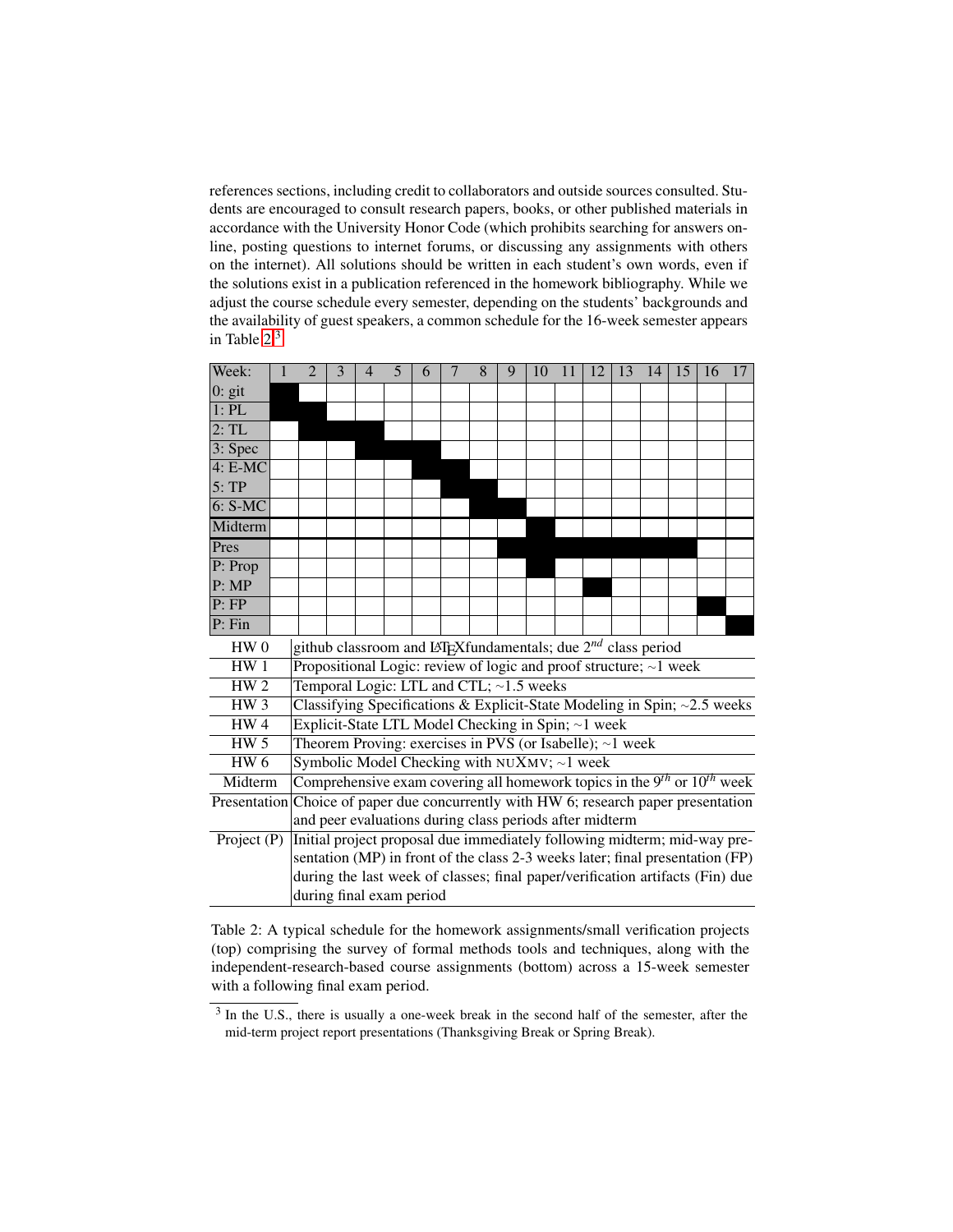references sections, including credit to collaborators and outside sources consulted. Students are encouraged to consult research papers, books, or other published materials in accordance with the University Honor Code (which prohibits searching for answers online, posting questions to internet forums, or discussing any assignments with others on the internet). All solutions should be written in each student's own words, even if the solutions exist in a publication referenced in the homework bibliography. While we adjust the course schedule every semester, depending on the students' backgrounds and the availability of guest speakers, a common schedule for the 16-week semester appears in Table 2.[3]

| Week: | 1 | 2 | 3 | 4 | 5 | 6 | 7 | 8 | 9 | 10 | 11 | 12 | 13 | 14 | 15 | 16 | 17 |
|---|---|---|---|---|---|---|---|---|---|---|---|---|---|---|---|---|---|
| 0: git | ■ | | | | | | | | | | | | | | | | |
| 1: PL | ■ | ■ | | | | | | | | | | | | | | | |
| 2: TL | | ■ | ■ | ■ | | | | | | | | | | | | | |
| 3: Spec | | | | ■ | ■ | ■ | | | | | | | | | | | |
| 4: E-MC | | | | | | ■ | ■ | | | | | | | | | | |
| 5: TP | | | | | | | ■ | ■ | | | | | | | | | |
| 6: S-MC | | | | | | | | ■ | ■ | | | | | | | | |
| Midterm | | | | | | | | | | ■ | | | | | | | |
| Pres | | | | | | | | | ■ | ■ | ■ | ■ | ■ | ■ | ■ | | |
| P: Prop | | | | | | | | | | ■ | | | | | | | |
| P: MP | | | | | | | | | | | | ■ | | | | | |
| P: FP | | | | | | | | | | | | | | | | ■ | |
| P: Fin | | | | | | | | | | | | | | | | | ■ |

| | |
|---|---|
| HW 0 | github classroom and LaTeX fundamentals; due $2^{nd}$ class period |
| HW 1 | Propositional Logic: review of logic and proof structure; ~1 week |
| HW 2 | Temporal Logic: LTL and CTL; ~1.5 weeks |
| HW 3 | Classifying Specifications & Explicit-State Modeling in Spin; ~2.5 weeks |
| HW 4 | Explicit-State LTL Model Checking in Spin; ~1 week |
| HW 5 | Theorem Proving: exercises in PVS (or Isabelle); ~1 week |
| HW 6 | Symbolic Model Checking with NUXMV; ~1 week |
| Midterm | Comprehensive exam covering all homework topics in the $9^{th}$ or $10^{th}$ week |
| Presentation | Choice of paper due concurrently with HW 6; research paper presentation and peer evaluations during class periods after midterm |
| Project (P) | Initial project proposal due immediately following midterm; mid-way presentation (MP) in front of the class 2-3 weeks later; final presentation (FP) during the last week of classes; final paper/verification artifacts (Fin) due during final exam period |

Table 2: A typical schedule for the homework assignments/small verification projects (top) comprising the survey of formal methods tools and techniques, along with the independent-research-based course assignments (bottom) across a 15-week semester with a following final exam period.

[3] In the U.S., there is usually a one-week break in the second half of the semester, after the mid-term project report presentations (Thanksgiving Break or Spring Break).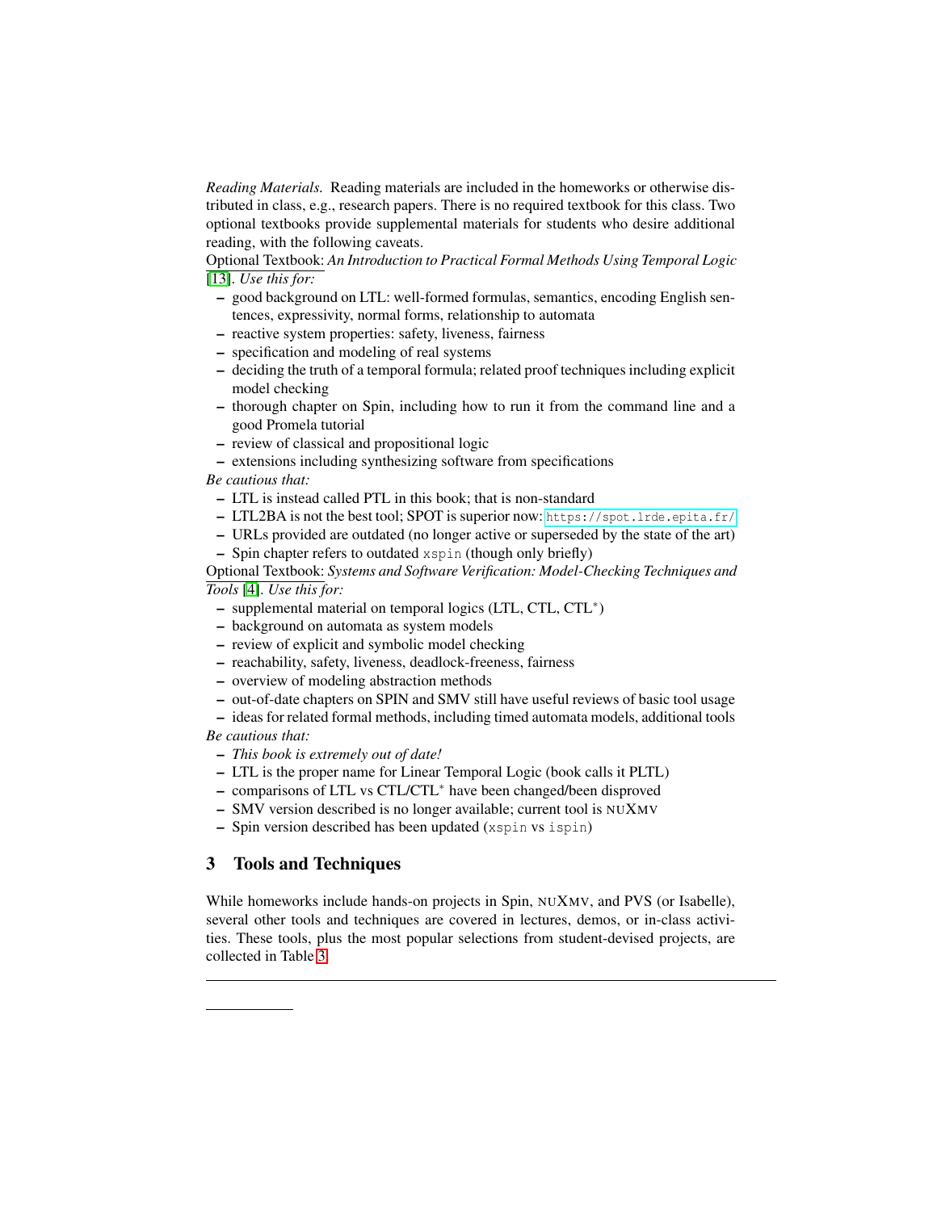*Reading Materials.* Reading materials are included in the homeworks or otherwise distributed in class, e.g., research papers. There is no required textbook for this class. Two optional textbooks provide supplemental materials for students who desire additional reading, with the following caveats.

Optional Textbook: *An Introduction to Practical Formal Methods Using Temporal Logic* [13]. *Use this for:*

- good background on LTL: well-formed formulas, semantics, encoding English sentences, expressivity, normal forms, relationship to automata
- reactive system properties: safety, liveness, fairness
- specification and modeling of real systems
- deciding the truth of a temporal formula; related proof techniques including explicit model checking
- thorough chapter on Spin, including how to run it from the command line and a good Promela tutorial
- review of classical and propositional logic
- extensions including synthesizing software from specifications

*Be cautious that:*

- LTL is instead called PTL in this book; that is non-standard
- LTL2BA is not the best tool; SPOT is superior now: `https://spot.lrde.epita.fr/`
- URLs provided are outdated (no longer active or superseded by the state of the art)
- Spin chapter refers to outdated `xspin` (though only briefly)

Optional Textbook: *Systems and Software Verification: Model-Checking Techniques and Tools* [4]. *Use this for:*

- supplemental material on temporal logics (LTL, CTL, CTL$^*$)
- background on automata as system models
- review of explicit and symbolic model checking
- reachability, safety, liveness, deadlock-freeness, fairness
- overview of modeling abstraction methods
- out-of-date chapters on SPIN and SMV still have useful reviews of basic tool usage
- ideas for related formal methods, including timed automata models, additional tools

*Be cautious that:*

- *This book is extremely out of date!*
- LTL is the proper name for Linear Temporal Logic (book calls it PLTL)
- comparisons of LTL vs CTL/CTL$^*$ have been changed/been disproved
- SMV version described is no longer available; current tool is NUXMV
- Spin version described has been updated (`xspin` vs `ispin`)

## 3 Tools and Techniques

While homeworks include hands-on projects in Spin, NUXMV, and PVS (or Isabelle), several other tools and techniques are covered in lectures, demos, or in-class activities. These tools, plus the most popular selections from student-devised projects, are collected in Table 3.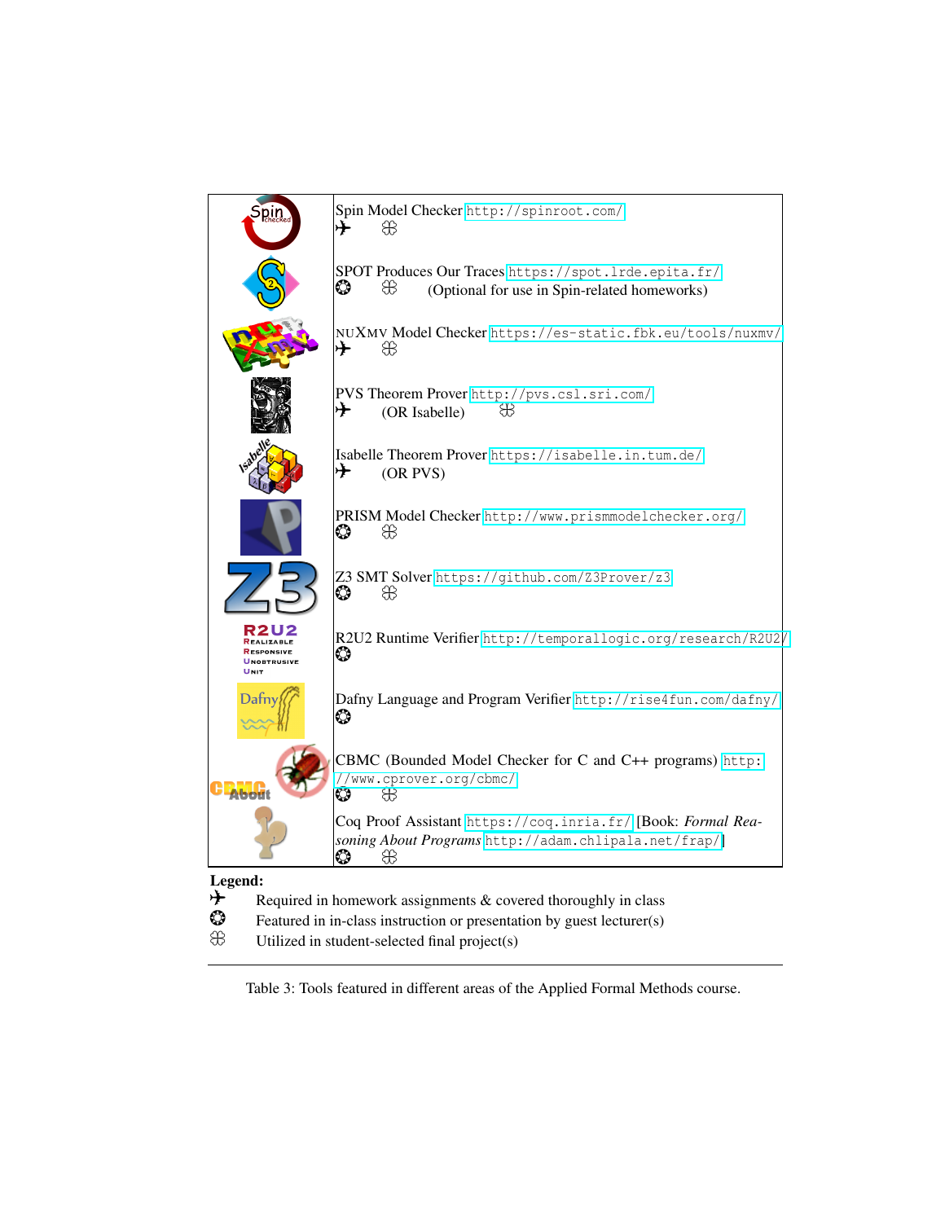| Tool | Description |
| --- | --- |
| | Spin Model Checker http://spinroot.com/ <br> ✈ ❀ |
| | SPOT Produces Our Traces https://spot.lrde.epita.fr/ <br> ✪ ❀ (Optional for use in Spin-related homeworks) |
| | NUXMV Model Checker https://es-static.fbk.eu/tools/nuxmv/ <br> ✈ ❀ |
| | PVS Theorem Prover http://pvs.csl.sri.com/ <br> ✈ (OR Isabelle) ❀ |
| | Isabelle Theorem Prover https://isabelle.in.tum.de/ <br> ✈ (OR PVS) |
| | PRISM Model Checker http://www.prismmodelchecker.org/ <br> ✪ ❀ |
| | Z3 SMT Solver https://github.com/Z3Prover/z3 <br> ✪ ❀ |
| | R2U2 Runtime Verifier http://temporallogic.org/research/R2U2/ <br> ✪ |
| | Dafny Language and Program Verifier http://rise4fun.com/dafny/ <br> ✪ |
| | CBMC (Bounded Model Checker for C and C++ programs) http://www.cprover.org/cbmc/ <br> ✪ ❀ |
| | Coq Proof Assistant https://coq.inria.fr/ [Book: *Formal Reasoning About Programs* http://adam.chlipala.net/frap/] <br> ✪ ❀ |

**Legend:**

✈ Required in homework assignments & covered thoroughly in class

✪ Featured in in-class instruction or presentation by guest lecturer(s)

❀ Utilized in student-selected final project(s)

Table 3: Tools featured in different areas of the Applied Formal Methods course.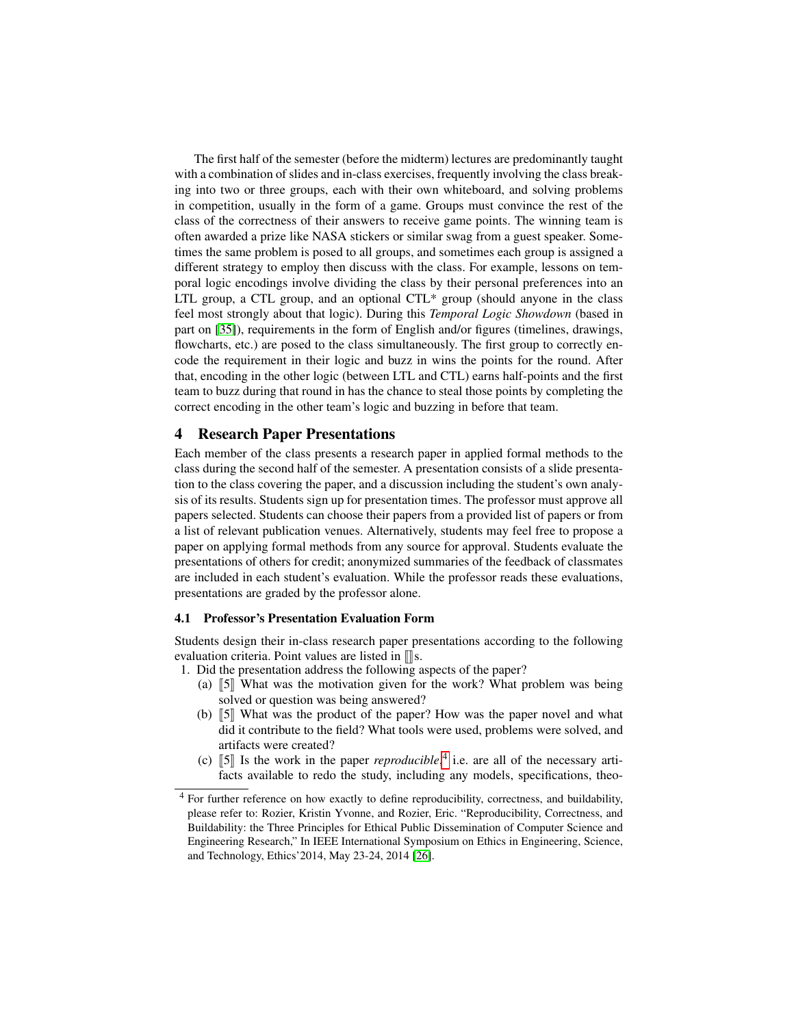The first half of the semester (before the midterm) lectures are predominantly taught with a combination of slides and in-class exercises, frequently involving the class breaking into two or three groups, each with their own whiteboard, and solving problems in competition, usually in the form of a game. Groups must convince the rest of the class of the correctness of their answers to receive game points. The winning team is often awarded a prize like NASA stickers or similar swag from a guest speaker. Sometimes the same problem is posed to all groups, and sometimes each group is assigned a different strategy to employ then discuss with the class. For example, lessons on temporal logic encodings involve dividing the class by their personal preferences into an LTL group, a CTL group, and an optional CTL* group (should anyone in the class feel most strongly about that logic). During this *Temporal Logic Showdown* (based in part on [35]), requirements in the form of English and/or figures (timelines, drawings, flowcharts, etc.) are posed to the class simultaneously. The first group to correctly encode the requirement in their logic and buzz in wins the points for the round. After that, encoding in the other logic (between LTL and CTL) earns half-points and the first team to buzz during that round in has the chance to steal those points by completing the correct encoding in the other team's logic and buzzing in before that team.

## 4 Research Paper Presentations

Each member of the class presents a research paper in applied formal methods to the class during the second half of the semester. A presentation consists of a slide presentation to the class covering the paper, and a discussion including the student's own analysis of its results. Students sign up for presentation times. The professor must approve all papers selected. Students can choose their papers from a provided list of papers or from a list of relevant publication venues. Alternatively, students may feel free to propose a paper on applying formal methods from any source for approval. Students evaluate the presentations of others for credit; anonymized summaries of the feedback of classmates are included in each student's evaluation. While the professor reads these evaluations, presentations are graded by the professor alone.

### 4.1 Professor's Presentation Evaluation Form

Students design their in-class research paper presentations according to the following evaluation criteria. Point values are listed in ⟦⟧s.

1. Did the presentation address the following aspects of the paper?
   (a) ⟦5⟧ What was the motivation given for the work? What problem was being solved or question was being answered?
   (b) ⟦5⟧ What was the product of the paper? How was the paper novel and what did it contribute to the field? What tools were used, problems were solved, and artifacts were created?
   (c) ⟦5⟧ Is the work in the paper *reproducible*,[4] i.e. are all of the necessary artifacts available to redo the study, including any models, specifications, theo-

[4] For further reference on how exactly to define reproducibility, correctness, and buildability, please refer to: Rozier, Kristin Yvonne, and Rozier, Eric. "Reproducibility, Correctness, and Buildability: the Three Principles for Ethical Public Dissemination of Computer Science and Engineering Research," In IEEE International Symposium on Ethics in Engineering, Science, and Technology, Ethics'2014, May 23-24, 2014 [26].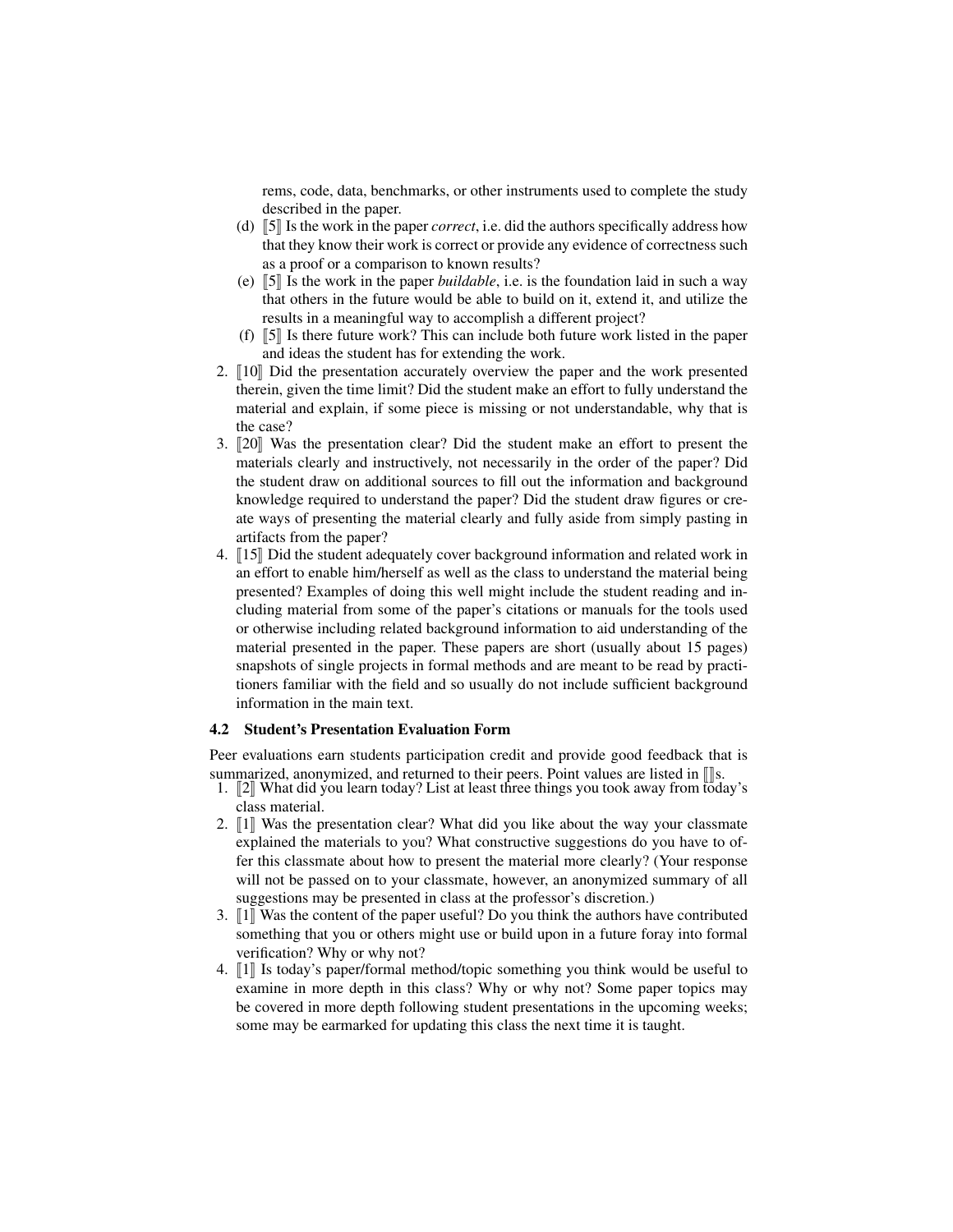rems, code, data, benchmarks, or other instruments used to complete the study described in the paper.

   (d) ⟦5⟧ Is the work in the paper *correct*, i.e. did the authors specifically address how that they know their work is correct or provide any evidence of correctness such as a proof or a comparison to known results?
   (e) ⟦5⟧ Is the work in the paper *buildable*, i.e. is the foundation laid in such a way that others in the future would be able to build on it, extend it, and utilize the results in a meaningful way to accomplish a different project?
   (f) ⟦5⟧ Is there future work? This can include both future work listed in the paper and ideas the student has for extending the work.

2. ⟦10⟧ Did the presentation accurately overview the paper and the work presented therein, given the time limit? Did the student make an effort to fully understand the material and explain, if some piece is missing or not understandable, why that is the case?
3. ⟦20⟧ Was the presentation clear? Did the student make an effort to present the materials clearly and instructively, not necessarily in the order of the paper? Did the student draw on additional sources to fill out the information and background knowledge required to understand the paper? Did the student draw figures or create ways of presenting the material clearly and fully aside from simply pasting in artifacts from the paper?
4. ⟦15⟧ Did the student adequately cover background information and related work in an effort to enable him/herself as well as the class to understand the material being presented? Examples of doing this well might include the student reading and including material from some of the paper's citations or manuals for the tools used or otherwise including related background information to aid understanding of the material presented in the paper. These papers are short (usually about 15 pages) snapshots of single projects in formal methods and are meant to be read by practitioners familiar with the field and so usually do not include sufficient background information in the main text.

### 4.2 Student's Presentation Evaluation Form

Peer evaluations earn students participation credit and provide good feedback that is summarized, anonymized, and returned to their peers. Point values are listed in ⟦⟧s.

1. ⟦2⟧ What did you learn today? List at least three things you took away from today's class material.
2. ⟦1⟧ Was the presentation clear? What did you like about the way your classmate explained the materials to you? What constructive suggestions do you have to offer this classmate about how to present the material more clearly? (Your response will not be passed on to your classmate, however, an anonymized summary of all suggestions may be presented in class at the professor's discretion.)
3. ⟦1⟧ Was the content of the paper useful? Do you think the authors have contributed something that you or others might use or build upon in a future foray into formal verification? Why or why not?
4. ⟦1⟧ Is today's paper/formal method/topic something you think would be useful to examine in more depth in this class? Why or why not? Some paper topics may be covered in more depth following student presentations in the upcoming weeks; some may be earmarked for updating this class the next time it is taught.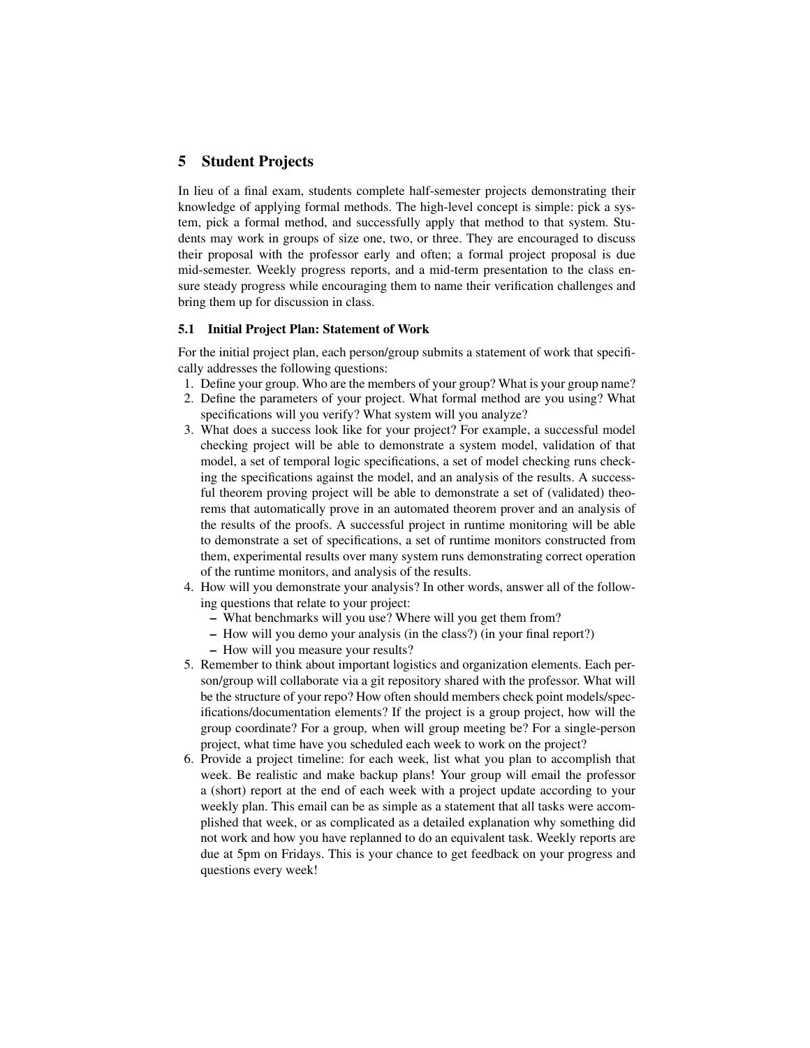## 5 Student Projects

In lieu of a final exam, students complete half-semester projects demonstrating their knowledge of applying formal methods. The high-level concept is simple: pick a system, pick a formal method, and successfully apply that method to that system. Students may work in groups of size one, two, or three. They are encouraged to discuss their proposal with the professor early and often; a formal project proposal is due mid-semester. Weekly progress reports, and a mid-term presentation to the class ensure steady progress while encouraging them to name their verification challenges and bring them up for discussion in class.

### 5.1 Initial Project Plan: Statement of Work

For the initial project plan, each person/group submits a statement of work that specifically addresses the following questions:

1. Define your group. Who are the members of your group? What is your group name?
2. Define the parameters of your project. What formal method are you using? What specifications will you verify? What system will you analyze?
3. What does a success look like for your project? For example, a successful model checking project will be able to demonstrate a system model, validation of that model, a set of temporal logic specifications, a set of model checking runs checking the specifications against the model, and an analysis of the results. A successful theorem proving project will be able to demonstrate a set of (validated) theorems that automatically prove in an automated theorem prover and an analysis of the results of the proofs. A successful project in runtime monitoring will be able to demonstrate a set of specifications, a set of runtime monitors constructed from them, experimental results over many system runs demonstrating correct operation of the runtime monitors, and analysis of the results.
4. How will you demonstrate your analysis? In other words, answer all of the following questions that relate to your project:
   - What benchmarks will you use? Where will you get them from?
   - How will you demo your analysis (in the class?) (in your final report?)
   - How will you measure your results?
5. Remember to think about important logistics and organization elements. Each person/group will collaborate via a git repository shared with the professor. What will be the structure of your repo? How often should members check point models/specifications/documentation elements? If the project is a group project, how will the group coordinate? For a group, when will group meeting be? For a single-person project, what time have you scheduled each week to work on the project?
6. Provide a project timeline: for each week, list what you plan to accomplish that week. Be realistic and make backup plans! Your group will email the professor a (short) report at the end of each week with a project update according to your weekly plan. This email can be as simple as a statement that all tasks were accomplished that week, or as complicated as a detailed explanation why something did not work and how you have replanned to do an equivalent task. Weekly reports are due at 5pm on Fridays. This is your chance to get feedback on your progress and questions every week!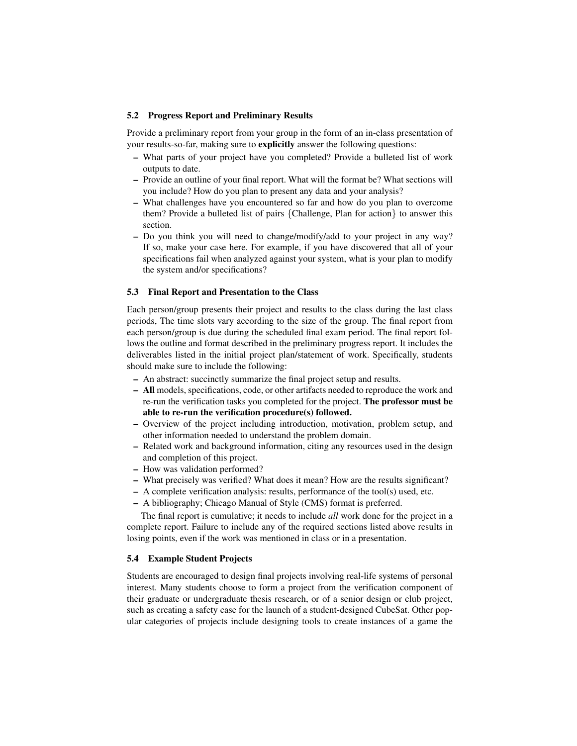### 5.2 Progress Report and Preliminary Results

Provide a preliminary report from your group in the form of an in-class presentation of your results-so-far, making sure to **explicitly** answer the following questions:

- What parts of your project have you completed? Provide a bulleted list of work outputs to date.
- Provide an outline of your final report. What will the format be? What sections will you include? How do you plan to present any data and your analysis?
- What challenges have you encountered so far and how do you plan to overcome them? Provide a bulleted list of pairs {Challenge, Plan for action} to answer this section.
- Do you think you will need to change/modify/add to your project in any way? If so, make your case here. For example, if you have discovered that all of your specifications fail when analyzed against your system, what is your plan to modify the system and/or specifications?

### 5.3 Final Report and Presentation to the Class

Each person/group presents their project and results to the class during the last class periods, The time slots vary according to the size of the group. The final report from each person/group is due during the scheduled final exam period. The final report follows the outline and format described in the preliminary progress report. It includes the deliverables listed in the initial project plan/statement of work. Specifically, students should make sure to include the following:

- An abstract: succinctly summarize the final project setup and results.
- **All** models, specifications, code, or other artifacts needed to reproduce the work and re-run the verification tasks you completed for the project. **The professor must be able to re-run the verification procedure(s) followed.**
- Overview of the project including introduction, motivation, problem setup, and other information needed to understand the problem domain.
- Related work and background information, citing any resources used in the design and completion of this project.
- How was validation performed?
- What precisely was verified? What does it mean? How are the results significant?
- A complete verification analysis: results, performance of the tool(s) used, etc.
- A bibliography; Chicago Manual of Style (CMS) format is preferred.

The final report is cumulative; it needs to include *all* work done for the project in a complete report. Failure to include any of the required sections listed above results in losing points, even if the work was mentioned in class or in a presentation.

### 5.4 Example Student Projects

Students are encouraged to design final projects involving real-life systems of personal interest. Many students choose to form a project from the verification component of their graduate or undergraduate thesis research, or of a senior design or club project, such as creating a safety case for the launch of a student-designed CubeSat. Other popular categories of projects include designing tools to create instances of a game the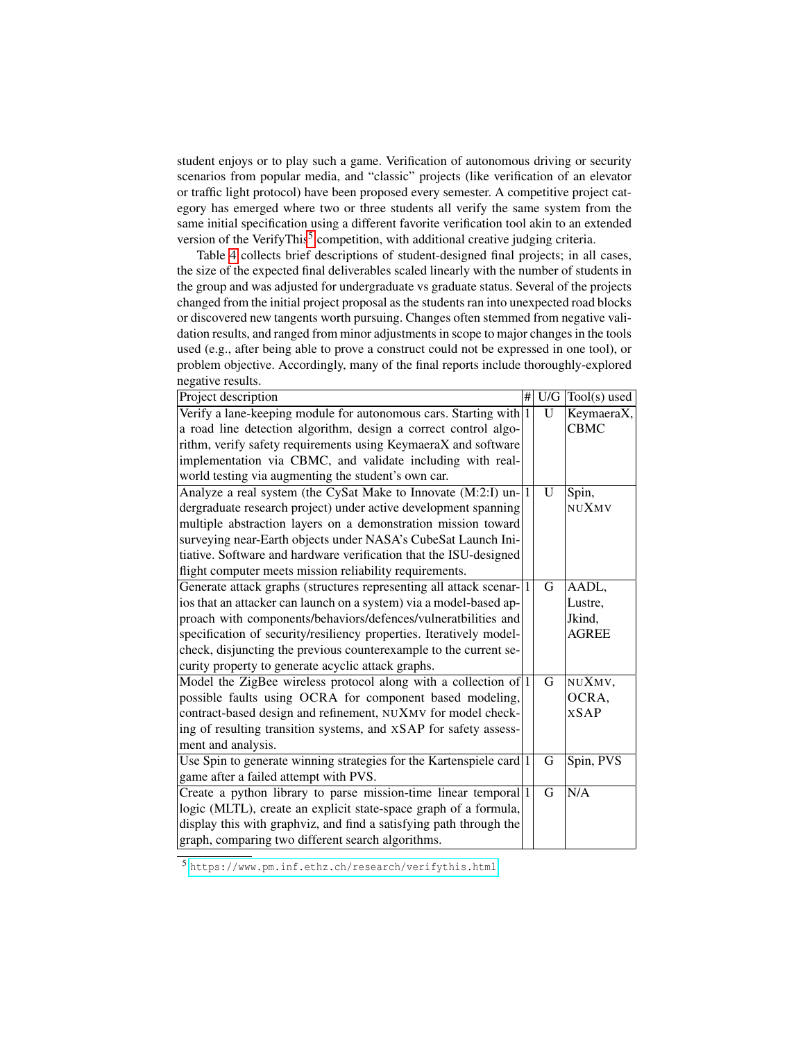student enjoys or to play such a game. Verification of autonomous driving or security scenarios from popular media, and "classic" projects (like verification of an elevator or traffic light protocol) have been proposed every semester. A competitive project category has emerged where two or three students all verify the same system from the same initial specification using a different favorite verification tool akin to an extended version of the VerifyThis[5] competition, with additional creative judging criteria.

Table 4 collects brief descriptions of student-designed final projects; in all cases, the size of the expected final deliverables scaled linearly with the number of students in the group and was adjusted for undergraduate vs graduate status. Several of the projects changed from the initial project proposal as the students ran into unexpected road blocks or discovered new tangents worth pursuing. Changes often stemmed from negative validation results, and ranged from minor adjustments in scope to major changes in the tools used (e.g., after being able to prove a construct could not be expressed in one tool), or problem objective. Accordingly, many of the final reports include thoroughly-explored negative results.

| Project description | # | U/G | Tool(s) used |
|---|---|---|---|
| Verify a lane-keeping module for autonomous cars. Starting with a road line detection algorithm, design a correct control algorithm, verify safety requirements using KeymaeraX and software implementation via CBMC, and validate including with real-world testing via augmenting the student's own car. | 1 | U | KeymaeraX, CBMC |
| Analyze a real system (the CySat Make to Innovate (M:2:I) undergraduate research project) under active development spanning multiple abstraction layers on a demonstration mission toward surveying near-Earth objects under NASA's CubeSat Launch Initiative. Software and hardware verification that the ISU-designed flight computer meets mission reliability requirements. | 1 | U | Spin, NUXMV |
| Generate attack graphs (structures representing all attack scenarios that an attacker can launch on a system) via a model-based approach with components/behaviors/defences/vulneratbilities and specification of security/resiliency properties. Iteratively model-check, disjuncting the previous counterexample to the current security property to generate acyclic attack graphs. | 1 | G | AADL, Lustre, Jkind, AGREE |
| Model the ZigBee wireless protocol along with a collection of possible faults using OCRA for component based modeling, contract-based design and refinement, NUXMV for model checking of resulting transition systems, and XSAP for safety assessment and analysis. | 1 | G | NUXMV, OCRA, XSAP |
| Use Spin to generate winning strategies for the Kartenspiele card game after a failed attempt with PVS. | 1 | G | Spin, PVS |
| Create a python library to parse mission-time linear temporal logic (MLTL), create an explicit state-space graph of a formula, display this with graphviz, and find a satisfying path through the graph, comparing two different search algorithms. | 1 | G | N/A |

[5] https://www.pm.inf.ethz.ch/research/verifythis.html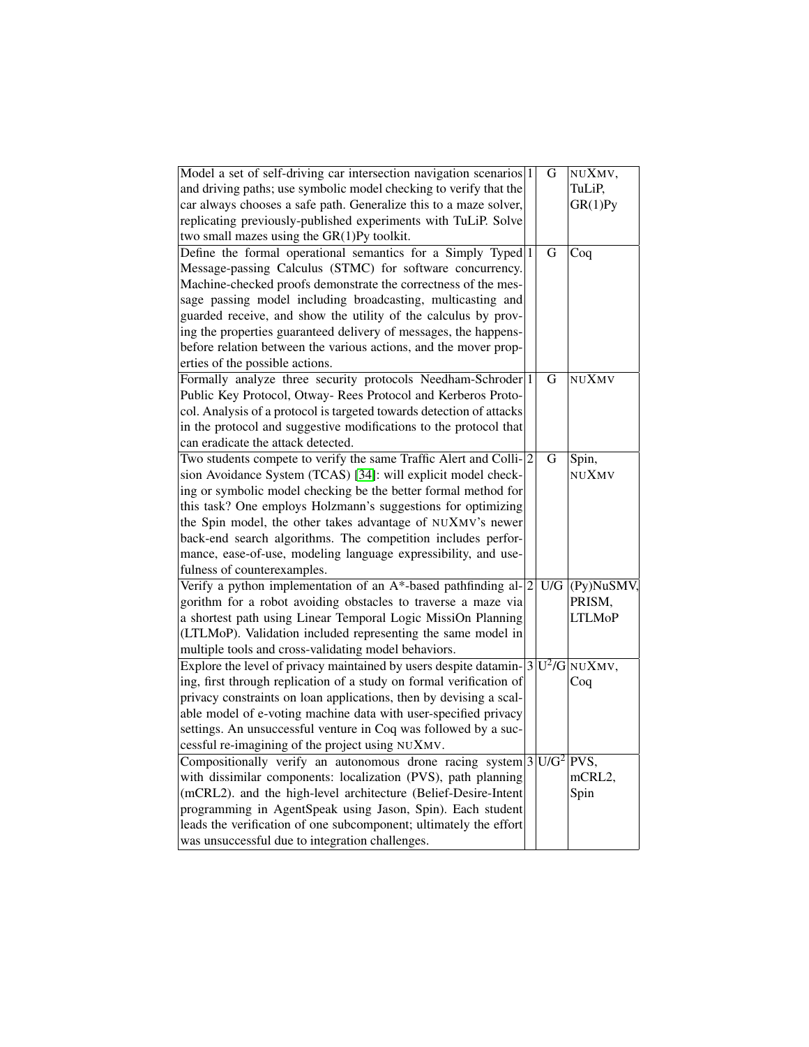| | | | |
|---|---|---|---|
| Model a set of self-driving car intersection navigation scenarios and driving paths; use symbolic model checking to verify that the car always chooses a safe path. Generalize this to a maze solver, replicating previously-published experiments with TuLiP. Solve two small mazes using the GR(1)Py toolkit. | 1 | G | NUXMV, TuLiP, GR(1)Py |
| Define the formal operational semantics for a Simply Typed Message-passing Calculus (STMC) for software concurrency. Machine-checked proofs demonstrate the correctness of the message passing model including broadcasting, multicasting and guarded receive, and show the utility of the calculus by proving the properties guaranteed delivery of messages, the happens-before relation between the various actions, and the mover properties of the possible actions. | 1 | G | Coq |
| Formally analyze three security protocols Needham-Schroder Public Key Protocol, Otway- Rees Protocol and Kerberos Protocol. Analysis of a protocol is targeted towards detection of attacks in the protocol and suggestive modifications to the protocol that can eradicate the attack detected. | 1 | G | NUXMV |
| Two students compete to verify the same Traffic Alert and Collision Avoidance System (TCAS) [34]: will explicit model checking or symbolic model checking be the better formal method for this task? One employs Holzmann's suggestions for optimizing the Spin model, the other takes advantage of NUXMV's newer back-end search algorithms. The competition includes performance, ease-of-use, modeling language expressibility, and usefulness of counterexamples. | 2 | G | Spin, NUXMV |
| Verify a python implementation of an A*-based pathfinding algorithm for a robot avoiding obstacles to traverse a maze via a shortest path using Linear Temporal Logic MissiOn Planning (LTLMoP). Validation included representing the same model in multiple tools and cross-validating model behaviors. | 2 | U/G | (Py)NuSMV, PRISM, LTLMoP |
| Explore the level of privacy maintained by users despite datamining, first through replication of a study on formal verification of privacy constraints on loan applications, then by devising a scalable model of e-voting machine data with user-specified privacy settings. An unsuccessful venture in Coq was followed by a successful re-imagining of the project using NUXMV. | 3 | $U^2$/G | NUXMV, Coq |
| Compositionally verify an autonomous drone racing system with dissimilar components: localization (PVS), path planning (mCRL2). and the high-level architecture (Belief-Desire-Intent programming in AgentSpeak using Jason, Spin). Each student leads the verification of one subcomponent; ultimately the effort was unsuccessful due to integration challenges. | 3 | U/$G^2$ | PVS, mCRL2, Spin |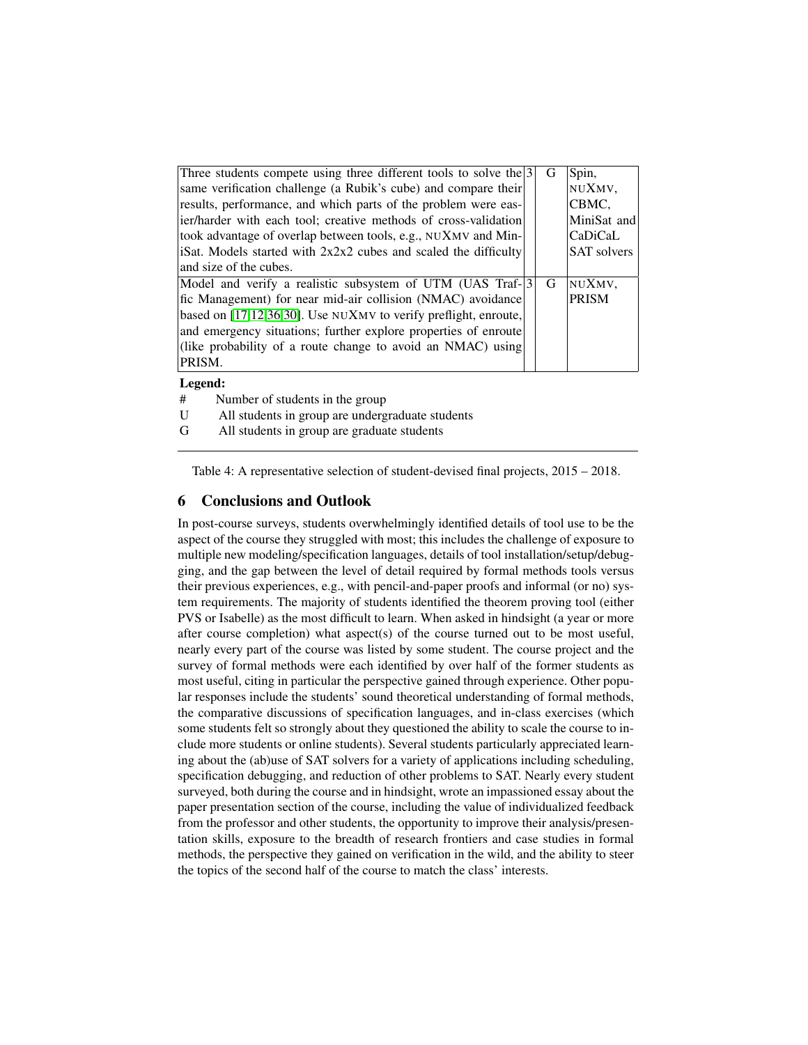| | | | |
|---|---|---|---|
| Three students compete using three different tools to solve the same verification challenge (a Rubik's cube) and compare their results, performance, and which parts of the problem were easier/harder with each tool; creative methods of cross-validation took advantage of overlap between tools, e.g., NUXMV and MiniSat. Models started with 2x2x2 cubes and scaled the difficulty and size of the cubes. | 3 | G | Spin, NUXMV, CBMC, MiniSat and CaDiCaL SAT solvers |
| Model and verify a realistic subsystem of UTM (UAS Traffic Management) for near mid-air collision (NMAC) avoidance based on [17,12,36,30]. Use NUXMV to verify preflight, enroute, and emergency situations; further explore properties of enroute (like probability of a route change to avoid an NMAC) using PRISM. | 3 | G | NUXMV, PRISM |

**Legend:**
- \# Number of students in the group
- U All students in group are undergraduate students
- G All students in group are graduate students

Table 4: A representative selection of student-devised final projects, 2015 – 2018.

## 6 Conclusions and Outlook

In post-course surveys, students overwhelmingly identified details of tool use to be the aspect of the course they struggled with most; this includes the challenge of exposure to multiple new modeling/specification languages, details of tool installation/setup/debugging, and the gap between the level of detail required by formal methods tools versus their previous experiences, e.g., with pencil-and-paper proofs and informal (or no) system requirements. The majority of students identified the theorem proving tool (either PVS or Isabelle) as the most difficult to learn. When asked in hindsight (a year or more after course completion) what aspect(s) of the course turned out to be most useful, nearly every part of the course was listed by some student. The course project and the survey of formal methods were each identified by over half of the former students as most useful, citing in particular the perspective gained through experience. Other popular responses include the students' sound theoretical understanding of formal methods, the comparative discussions of specification languages, and in-class exercises (which some students felt so strongly about they questioned the ability to scale the course to include more students or online students). Several students particularly appreciated learning about the (ab)use of SAT solvers for a variety of applications including scheduling, specification debugging, and reduction of other problems to SAT. Nearly every student surveyed, both during the course and in hindsight, wrote an impassioned essay about the paper presentation section of the course, including the value of individualized feedback from the professor and other students, the opportunity to improve their analysis/presentation skills, exposure to the breadth of research frontiers and case studies in formal methods, the perspective they gained on verification in the wild, and the ability to steer the topics of the second half of the course to match the class' interests.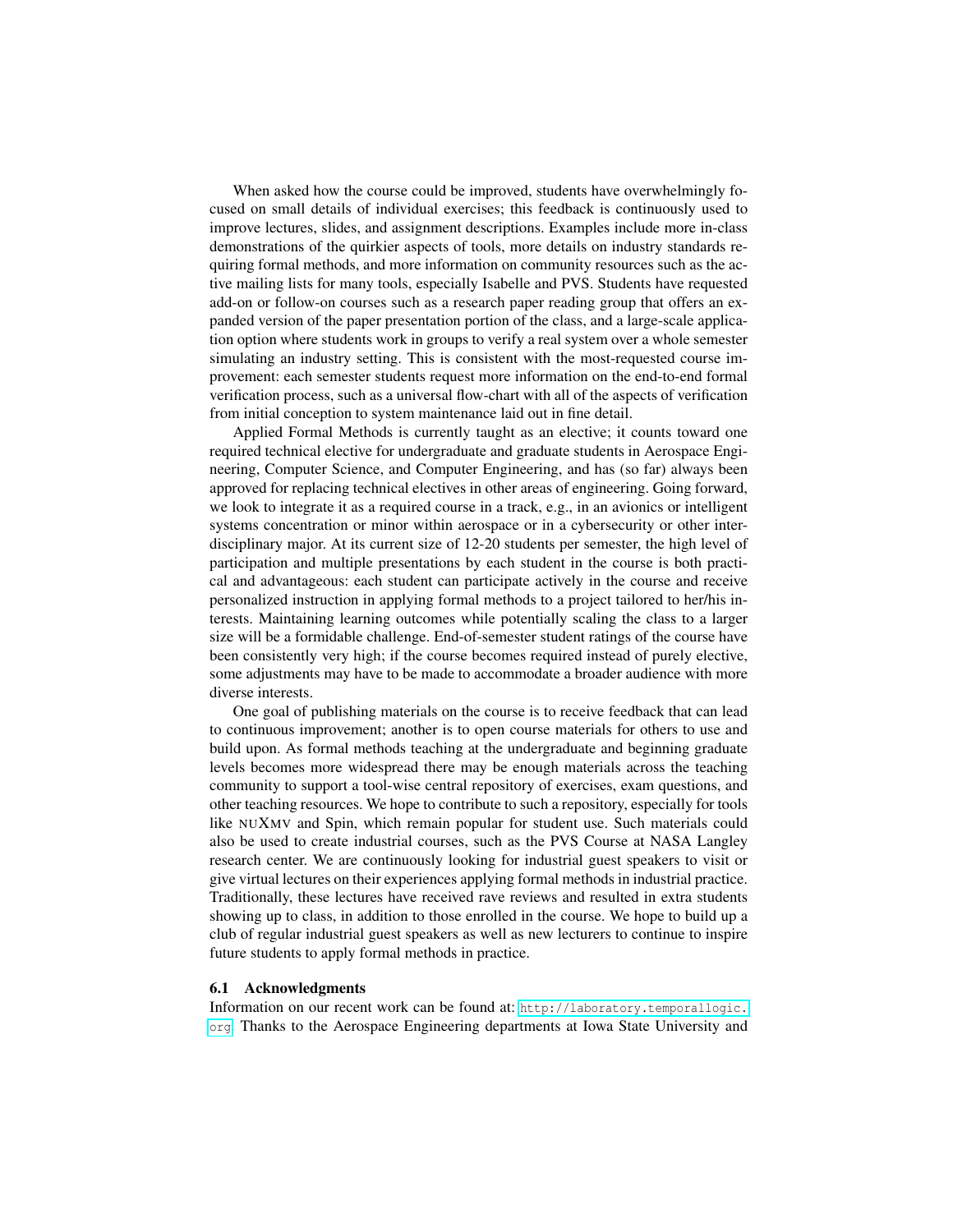When asked how the course could be improved, students have overwhelmingly focused on small details of individual exercises; this feedback is continuously used to improve lectures, slides, and assignment descriptions. Examples include more in-class demonstrations of the quirkier aspects of tools, more details on industry standards requiring formal methods, and more information on community resources such as the active mailing lists for many tools, especially Isabelle and PVS. Students have requested add-on or follow-on courses such as a research paper reading group that offers an expanded version of the paper presentation portion of the class, and a large-scale application option where students work in groups to verify a real system over a whole semester simulating an industry setting. This is consistent with the most-requested course improvement: each semester students request more information on the end-to-end formal verification process, such as a universal flow-chart with all of the aspects of verification from initial conception to system maintenance laid out in fine detail.

Applied Formal Methods is currently taught as an elective; it counts toward one required technical elective for undergraduate and graduate students in Aerospace Engineering, Computer Science, and Computer Engineering, and has (so far) always been approved for replacing technical electives in other areas of engineering. Going forward, we look to integrate it as a required course in a track, e.g., in an avionics or intelligent systems concentration or minor within aerospace or in a cybersecurity or other interdisciplinary major. At its current size of 12-20 students per semester, the high level of participation and multiple presentations by each student in the course is both practical and advantageous: each student can participate actively in the course and receive personalized instruction in applying formal methods to a project tailored to her/his interests. Maintaining learning outcomes while potentially scaling the class to a larger size will be a formidable challenge. End-of-semester student ratings of the course have been consistently very high; if the course becomes required instead of purely elective, some adjustments may have to be made to accommodate a broader audience with more diverse interests.

One goal of publishing materials on the course is to receive feedback that can lead to continuous improvement; another is to open course materials for others to use and build upon. As formal methods teaching at the undergraduate and beginning graduate levels becomes more widespread there may be enough materials across the teaching community to support a tool-wise central repository of exercises, exam questions, and other teaching resources. We hope to contribute to such a repository, especially for tools like NUXMV and Spin, which remain popular for student use. Such materials could also be used to create industrial courses, such as the PVS Course at NASA Langley research center. We are continuously looking for industrial guest speakers to visit or give virtual lectures on their experiences applying formal methods in industrial practice. Traditionally, these lectures have received rave reviews and resulted in extra students showing up to class, in addition to those enrolled in the course. We hope to build up a club of regular industrial guest speakers as well as new lecturers to continue to inspire future students to apply formal methods in practice.

### 6.1 Acknowledgments

Information on our recent work can be found at: http://laboratory.temporallogic.org Thanks to the Aerospace Engineering departments at Iowa State University and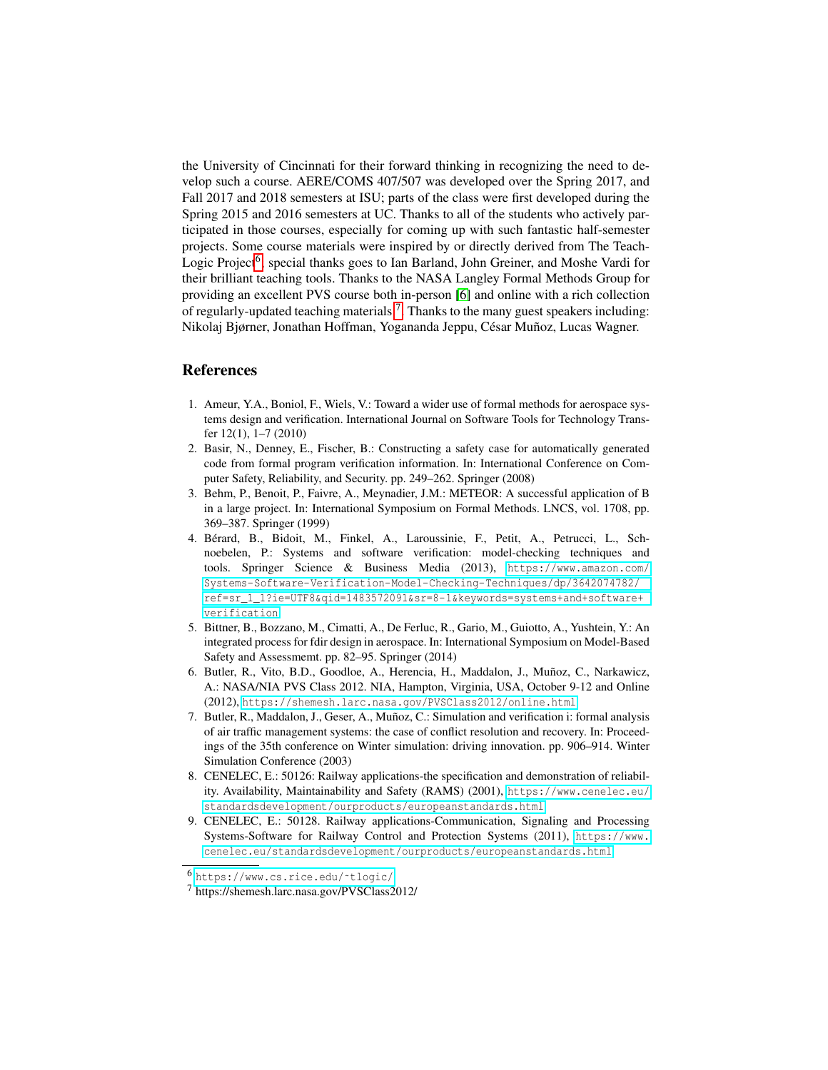the University of Cincinnati for their forward thinking in recognizing the need to develop such a course. AERE/COMS 407/507 was developed over the Spring 2017, and Fall 2017 and 2018 semesters at ISU; parts of the class were first developed during the Spring 2015 and 2016 semesters at UC. Thanks to all of the students who actively participated in those courses, especially for coming up with such fantastic half-semester projects. Some course materials were inspired by or directly derived from The Teach-Logic Project[6], special thanks goes to Ian Barland, John Greiner, and Moshe Vardi for their brilliant teaching tools. Thanks to the NASA Langley Formal Methods Group for providing an excellent PVS course both in-person [6] and online with a rich collection of regularly-updated teaching materials[7]. Thanks to the many guest speakers including: Nikolaj Bjørner, Jonathan Hoffman, Yogananda Jeppu, César Muñoz, Lucas Wagner.

## References

1. Ameur, Y.A., Boniol, F., Wiels, V.: Toward a wider use of formal methods for aerospace systems design and verification. International Journal on Software Tools for Technology Transfer 12(1), 1–7 (2010)
2. Basir, N., Denney, E., Fischer, B.: Constructing a safety case for automatically generated code from formal program verification information. In: International Conference on Computer Safety, Reliability, and Security. pp. 249–262. Springer (2008)
3. Behm, P., Benoit, P., Faivre, A., Meynadier, J.M.: METEOR: A successful application of B in a large project. In: International Symposium on Formal Methods. LNCS, vol. 1708, pp. 369–387. Springer (1999)
4. Bérard, B., Bidoit, M., Finkel, A., Laroussinie, F., Petit, A., Petrucci, L., Schnoebelen, P.: Systems and software verification: model-checking techniques and tools. Springer Science & Business Media (2013), https://www.amazon.com/Systems-Software-Verification-Model-Checking-Techniques/dp/3642074782/ref=sr_1_1?ie=UTF8&qid=1483572091&sr=8-1&keywords=systems+and+software+verification
5. Bittner, B., Bozzano, M., Cimatti, A., De Ferluc, R., Gario, M., Guiotto, A., Yushtein, Y.: An integrated process for fdir design in aerospace. In: International Symposium on Model-Based Safety and Assessment. pp. 82–95. Springer (2014)
6. Butler, R., Vito, B.D., Goodloe, A., Herencia, H., Maddalon, J., Muñoz, C., Narkawicz, A.: NASA/NIA PVS Class 2012. NIA, Hampton, Virginia, USA, October 9-12 and Online (2012), https://shemesh.larc.nasa.gov/PVSClass2012/online.html
7. Butler, R., Maddalon, J., Geser, A., Muñoz, C.: Simulation and verification i: formal analysis of air traffic management systems: the case of conflict resolution and recovery. In: Proceedings of the 35th conference on Winter simulation: driving innovation. pp. 906–914. Winter Simulation Conference (2003)
8. CENELEC, E.: 50126: Railway applications-the specification and demonstration of reliability. Availability, Maintainability and Safety (RAMS) (2001), https://www.cenelec.eu/standardsdevelopment/ourproducts/europeanstandards.html
9. CENELEC, E.: 50128. Railway applications-Communication, Signaling and Processing Systems-Software for Railway Control and Protection Systems (2011), https://www.cenelec.eu/standardsdevelopment/ourproducts/europeanstandards.html

[6] https://www.cs.rice.edu/~tlogic/

[7] https://shemesh.larc.nasa.gov/PVSClass2012/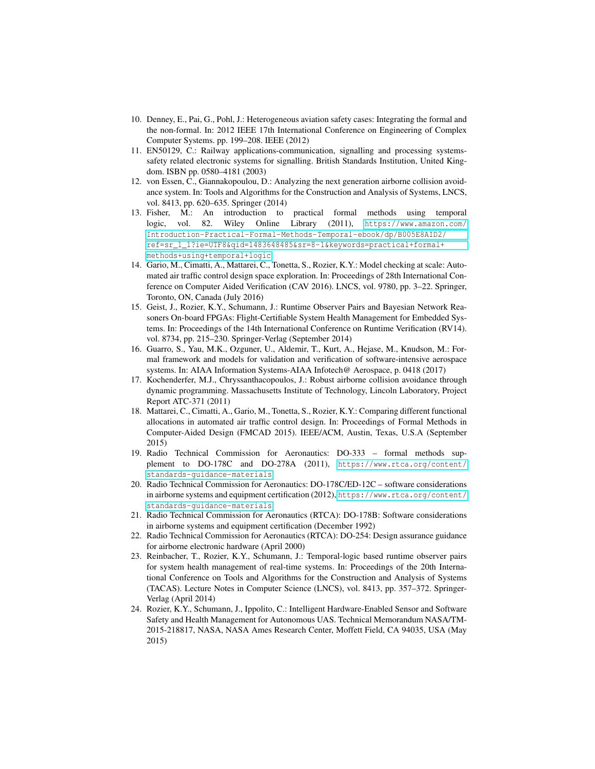10. Denney, E., Pai, G., Pohl, J.: Heterogeneous aviation safety cases: Integrating the formal and the non-formal. In: 2012 IEEE 17th International Conference on Engineering of Complex Computer Systems. pp. 199–208. IEEE (2012)
11. EN50129, C.: Railway applications-communication, signalling and processing systems-safety related electronic systems for signalling. British Standards Institution, United Kingdom. ISBN pp. 0580–4181 (2003)
12. von Essen, C., Giannakopoulou, D.: Analyzing the next generation airborne collision avoidance system. In: Tools and Algorithms for the Construction and Analysis of Systems, LNCS, vol. 8413, pp. 620–635. Springer (2014)
13. Fisher, M.: An introduction to practical formal methods using temporal logic, vol. 82. Wiley Online Library (2011), https://www.amazon.com/Introduction-Practical-Formal-Methods-Temporal-ebook/dp/B005E8AID2/ref=sr_1_1?ie=UTF8&qid=1483648485&sr=8-1&keywords=practical+formal+methods+using+temporal+logic
14. Gario, M., Cimatti, A., Mattarei, C., Tonetta, S., Rozier, K.Y.: Model checking at scale: Automated air traffic control design space exploration. In: Proceedings of 28th International Conference on Computer Aided Verification (CAV 2016). LNCS, vol. 9780, pp. 3–22. Springer, Toronto, ON, Canada (July 2016)
15. Geist, J., Rozier, K.Y., Schumann, J.: Runtime Observer Pairs and Bayesian Network Reasoners On-board FPGAs: Flight-Certifiable System Health Management for Embedded Systems. In: Proceedings of the 14th International Conference on Runtime Verification (RV14). vol. 8734, pp. 215–230. Springer-Verlag (September 2014)
16. Guarro, S., Yau, M.K., Ozguner, U., Aldemir, T., Kurt, A., Hejase, M., Knudson, M.: Formal framework and models for validation and verification of software-intensive aerospace systems. In: AIAA Information Systems-AIAA Infotech@ Aerospace, p. 0418 (2017)
17. Kochenderfer, M.J., Chryssanthacopoulos, J.: Robust airborne collision avoidance through dynamic programming. Massachusetts Institute of Technology, Lincoln Laboratory, Project Report ATC-371 (2011)
18. Mattarei, C., Cimatti, A., Gario, M., Tonetta, S., Rozier, K.Y.: Comparing different functional allocations in automated air traffic control design. In: Proceedings of Formal Methods in Computer-Aided Design (FMCAD 2015). IEEE/ACM, Austin, Texas, U.S.A (September 2015)
19. Radio Technical Commission for Aeronautics: DO-333 – formal methods supplement to DO-178C and DO-278A (2011), https://www.rtca.org/content/standards-guidance-materials
20. Radio Technical Commission for Aeronautics: DO-178C/ED-12C – software considerations in airborne systems and equipment certification (2012), https://www.rtca.org/content/standards-guidance-materials
21. Radio Technical Commission for Aeronautics (RTCA): DO-178B: Software considerations in airborne systems and equipment certification (December 1992)
22. Radio Technical Commission for Aeronautics (RTCA): DO-254: Design assurance guidance for airborne electronic hardware (April 2000)
23. Reinbacher, T., Rozier, K.Y., Schumann, J.: Temporal-logic based runtime observer pairs for system health management of real-time systems. In: Proceedings of the 20th International Conference on Tools and Algorithms for the Construction and Analysis of Systems (TACAS). Lecture Notes in Computer Science (LNCS), vol. 8413, pp. 357–372. Springer-Verlag (April 2014)
24. Rozier, K.Y., Schumann, J., Ippolito, C.: Intelligent Hardware-Enabled Sensor and Software Safety and Health Management for Autonomous UAS. Technical Memorandum NASA/TM-2015-218817, NASA, NASA Ames Research Center, Moffett Field, CA 94035, USA (May 2015)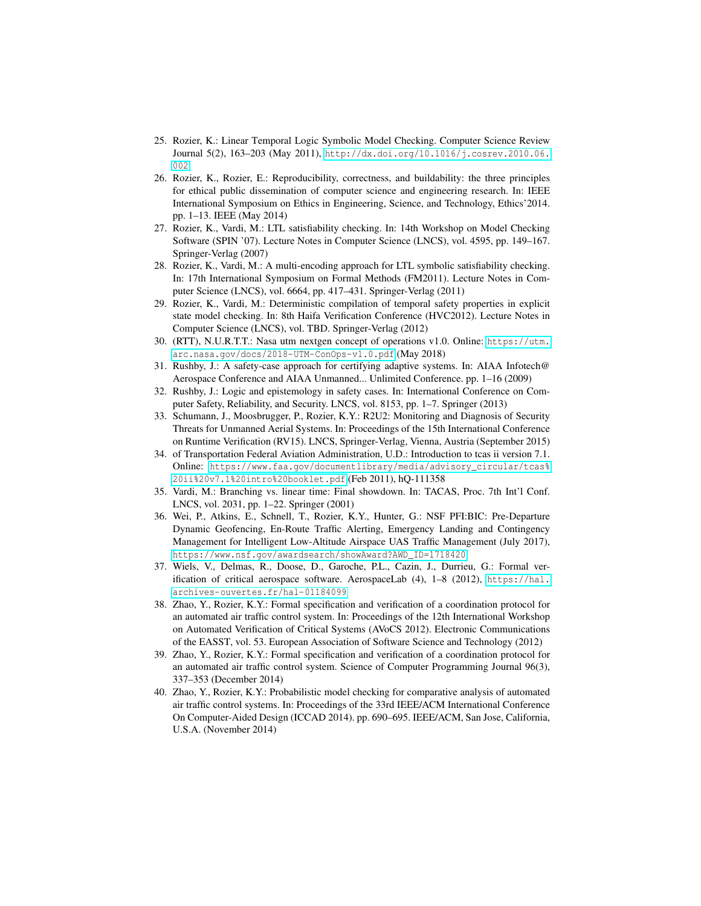25. Rozier, K.: Linear Temporal Logic Symbolic Model Checking. Computer Science Review Journal 5(2), 163–203 (May 2011), http://dx.doi.org/10.1016/j.cosrev.2010.06.002
26. Rozier, K., Rozier, E.: Reproducibility, correctness, and buildability: the three principles for ethical public dissemination of computer science and engineering research. In: IEEE International Symposium on Ethics in Engineering, Science, and Technology, Ethics'2014. pp. 1–13. IEEE (May 2014)
27. Rozier, K., Vardi, M.: LTL satisfiability checking. In: 14th Workshop on Model Checking Software (SPIN '07). Lecture Notes in Computer Science (LNCS), vol. 4595, pp. 149–167. Springer-Verlag (2007)
28. Rozier, K., Vardi, M.: A multi-encoding approach for LTL symbolic satisfiability checking. In: 17th International Symposium on Formal Methods (FM2011). Lecture Notes in Computer Science (LNCS), vol. 6664, pp. 417–431. Springer-Verlag (2011)
29. Rozier, K., Vardi, M.: Deterministic compilation of temporal safety properties in explicit state model checking. In: 8th Haifa Verification Conference (HVC2012). Lecture Notes in Computer Science (LNCS), vol. TBD. Springer-Verlag (2012)
30. (RTT), N.U.R.T.T.: Nasa utm nextgen concept of operations v1.0. Online: https://utm.arc.nasa.gov/docs/2018-UTM-ConOps-v1.0.pdf (May 2018)
31. Rushby, J.: A safety-case approach for certifying adaptive systems. In: AIAA Infotech@ Aerospace Conference and AIAA Unmanned... Unlimited Conference. pp. 1–16 (2009)
32. Rushby, J.: Logic and epistemology in safety cases. In: International Conference on Computer Safety, Reliability, and Security. LNCS, vol. 8153, pp. 1–7. Springer (2013)
33. Schumann, J., Moosbrugger, P., Rozier, K.Y.: R2U2: Monitoring and Diagnosis of Security Threats for Unmanned Aerial Systems. In: Proceedings of the 15th International Conference on Runtime Verification (RV15). LNCS, Springer-Verlag, Vienna, Austria (September 2015)
34. of Transportation Federal Aviation Administration, U.D.: Introduction to tcas ii version 7.1. Online: https://www.faa.gov/documentlibrary/media/advisory_circular/tcas%20ii%20v7.1%20intro%20booklet.pdf (Feb 2011), hQ-111358
35. Vardi, M.: Branching vs. linear time: Final showdown. In: TACAS, Proc. 7th Int'l Conf. LNCS, vol. 2031, pp. 1–22. Springer (2001)
36. Wei, P., Atkins, E., Schnell, T., Rozier, K.Y., Hunter, G.: NSF PFI:BIC: Pre-Departure Dynamic Geofencing, En-Route Traffic Alerting, Emergency Landing and Contingency Management for Intelligent Low-Altitude Airspace UAS Traffic Management (July 2017), https://www.nsf.gov/awardsearch/showAward?AWD_ID=1718420
37. Wiels, V., Delmas, R., Doose, D., Garoche, P.L., Cazin, J., Durrieu, G.: Formal verification of critical aerospace software. AerospaceLab (4), 1–8 (2012), https://hal.archives-ouvertes.fr/hal-01184099
38. Zhao, Y., Rozier, K.Y.: Formal specification and verification of a coordination protocol for an automated air traffic control system. In: Proceedings of the 12th International Workshop on Automated Verification of Critical Systems (AVoCS 2012). Electronic Communications of the EASST, vol. 53. European Association of Software Science and Technology (2012)
39. Zhao, Y., Rozier, K.Y.: Formal specification and verification of a coordination protocol for an automated air traffic control system. Science of Computer Programming Journal 96(3), 337–353 (December 2014)
40. Zhao, Y., Rozier, K.Y.: Probabilistic model checking for comparative analysis of automated air traffic control systems. In: Proceedings of the 33rd IEEE/ACM International Conference On Computer-Aided Design (ICCAD 2014). pp. 690–695. IEEE/ACM, San Jose, California, U.S.A. (November 2014)